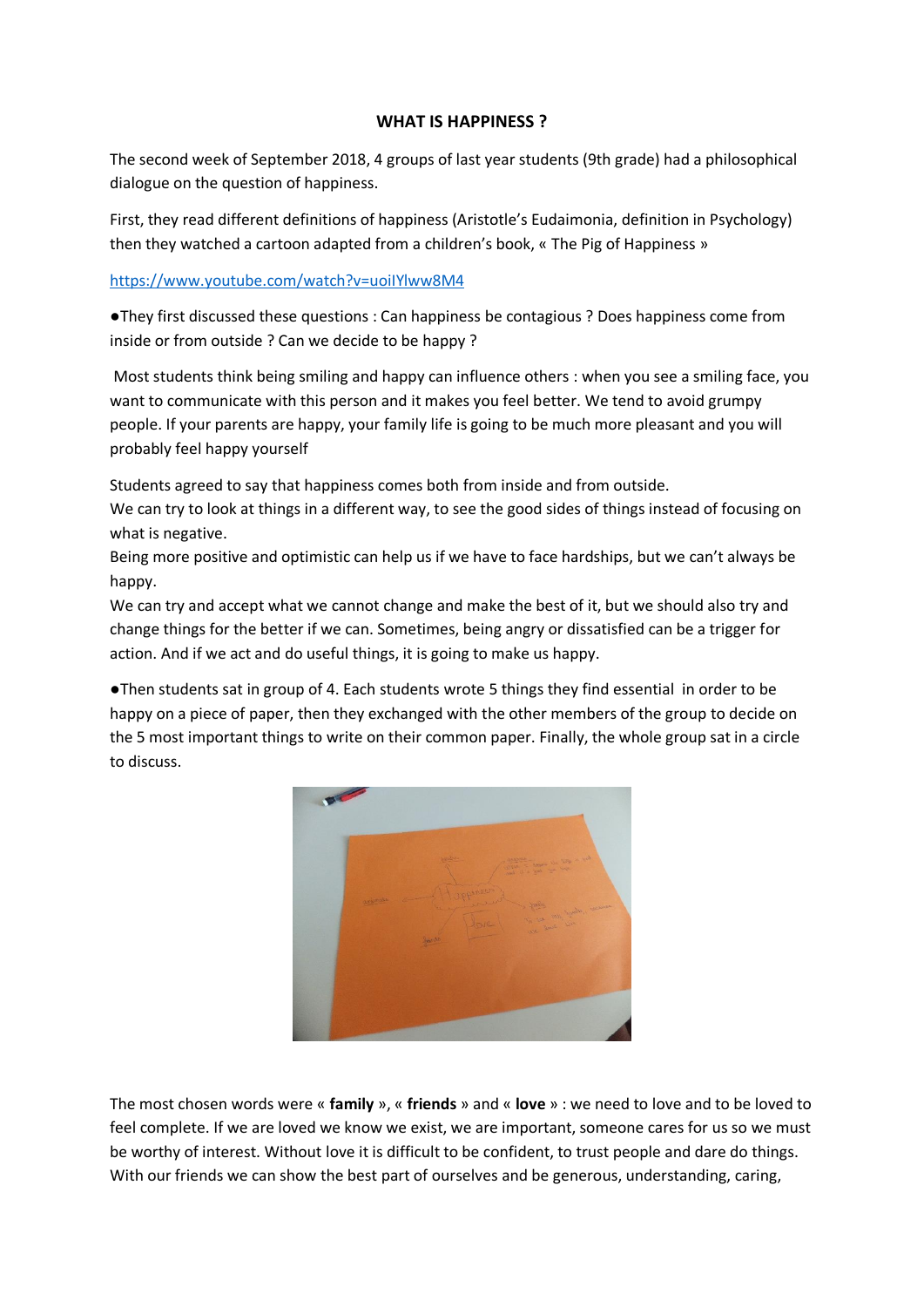# WHAT IS HAPPINESS ?

The second week of September 2018, 4 groups of last year students (9th grade) had a philosophical dialogue on the question of happiness.

First, they read different definitions of happiness (Aristotle's Eudaimonia, definition in Psychology) then they watched a cartoon adapted from a children's book, « The Pig of Happiness »

https://www.youtube.com/watch?v=uoiIYlww8M4

●They first discussed these questions : Can happiness be contagious ? Does happiness come from inside or from outside ? Can we decide to be happy ?

Most students think being smiling and happy can influence others : when you see a smiling face, you want to communicate with this person and it makes you feel better. We tend to avoid grumpy people. If your parents are happy, your family life is going to be much more pleasant and you will probably feel happy yourself

Students agreed to say that happiness comes both from inside and from outside.
We can try to look at things in a different way, to see the good sides of things instead of focusing on what is negative.
Being more positive and optimistic can help us if we have to face hardships, but we can't always be happy.
We can try and accept what we cannot change and make the best of it, but we should also try and change things for the better if we can. Sometimes, being angry or dissatisfied can be a trigger for action. And if we act and do useful things, it is going to make us happy.

●Then students sat in group of 4. Each students wrote 5 things they find essential in order to be happy on a piece of paper, then they exchanged with the other members of the group to decide on the 5 most important things to write on their common paper. Finally, the whole group sat in a circle to discuss.

The most chosen words were « **family** », « **friends** » and « **love** » : we need to love and to be loved to feel complete. If we are loved we know we exist, we are important, someone cares for us so we must be worthy of interest. Without love it is difficult to be confident, to trust people and dare do things. With our friends we can show the best part of ourselves and be generous, understanding, caring,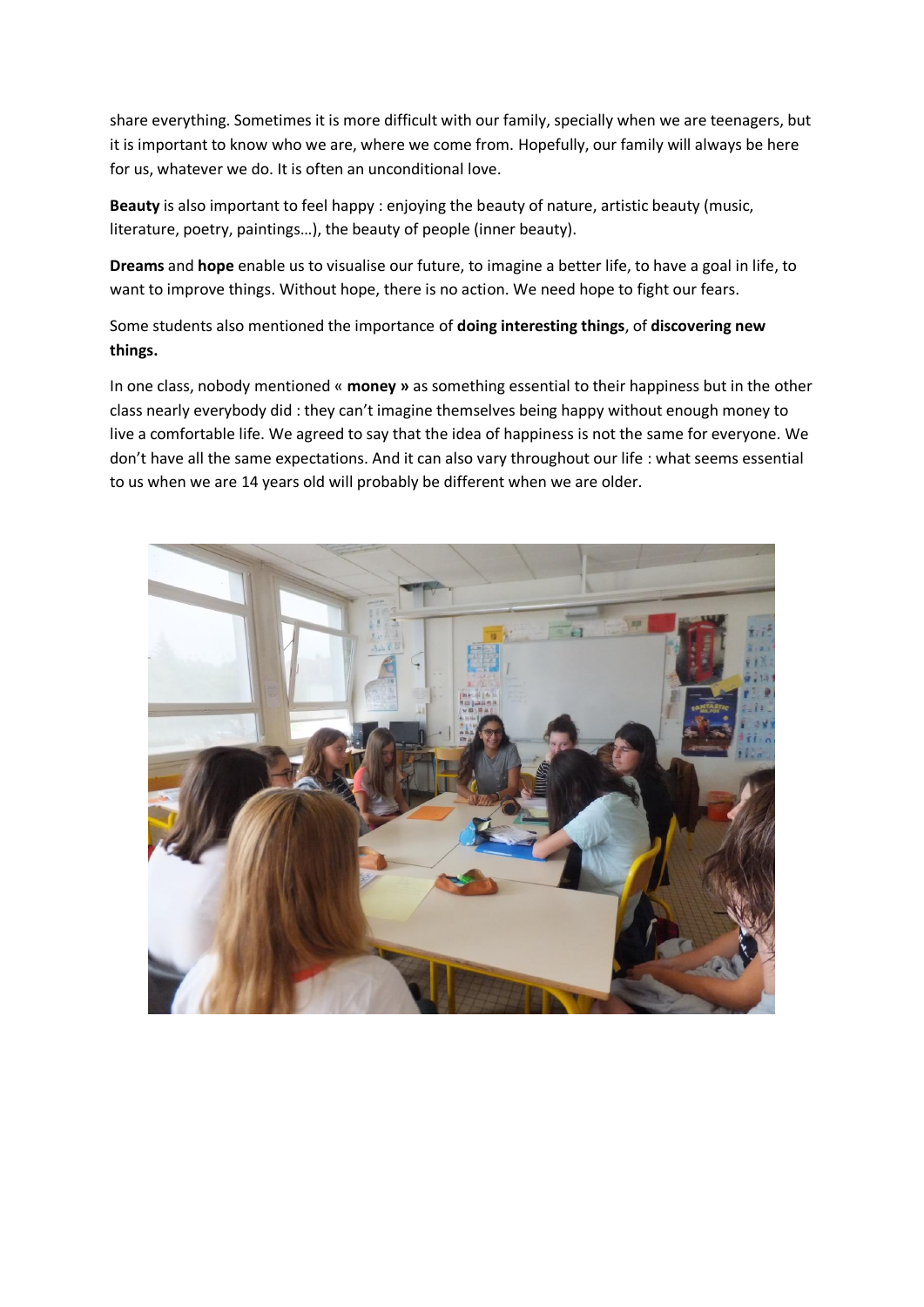share everything. Sometimes it is more difficult with our family, specially when we are teenagers, but it is important to know who we are, where we come from. Hopefully, our family will always be here for us, whatever we do. It is often an unconditional love.

**Beauty** is also important to feel happy : enjoying the beauty of nature, artistic beauty (music, literature, poetry, paintings…), the beauty of people (inner beauty).

**Dreams** and **hope** enable us to visualise our future, to imagine a better life, to have a goal in life, to want to improve things. Without hope, there is no action. We need hope to fight our fears.

Some students also mentioned the importance of **doing interesting things**, of **discovering new things.**

In one class, nobody mentioned « **money »** as something essential to their happiness but in the other class nearly everybody did : they can't imagine themselves being happy without enough money to live a comfortable life. We agreed to say that the idea of happiness is not the same for everyone. We don't have all the same expectations. And it can also vary throughout our life : what seems essential to us when we are 14 years old will probably be different when we are older.